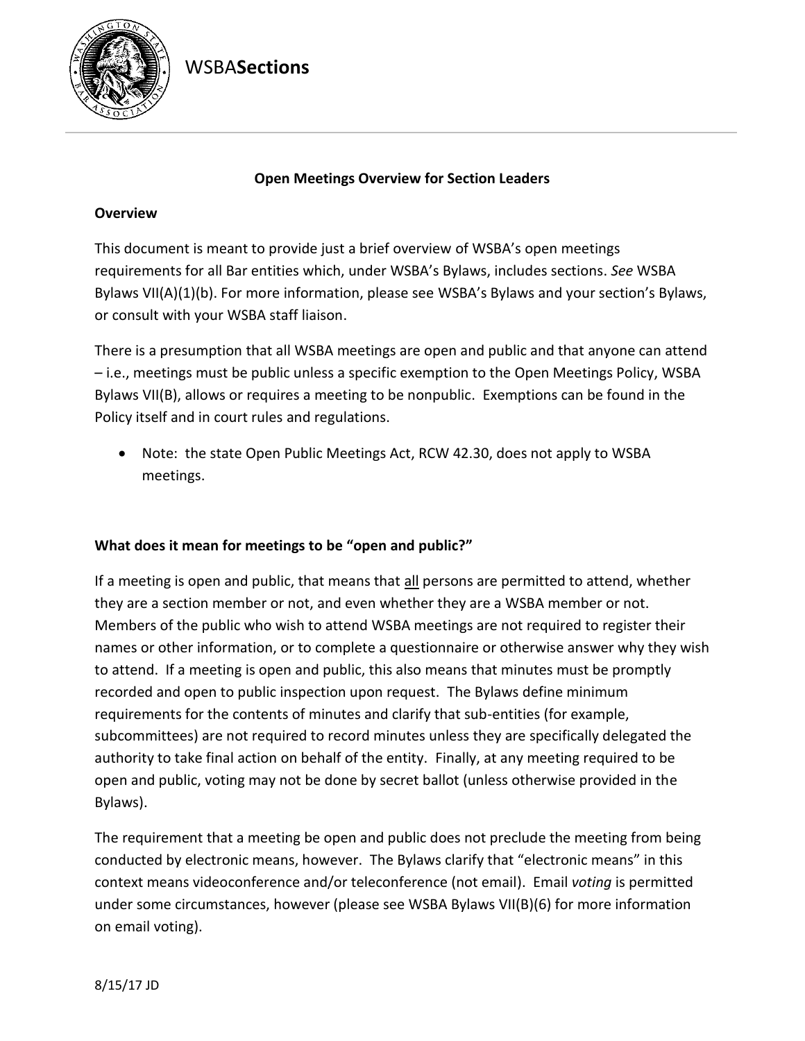WSBA**Sections**

**Open Meetings Overview for Section Leaders**

**Overview**

This document is meant to provide just a brief overview of WSBA's open meetings requirements for all Bar entities which, under WSBA's Bylaws, includes sections. *See* WSBA Bylaws VII(A)(1)(b). For more information, please see WSBA's Bylaws and your section's Bylaws, or consult with your WSBA staff liaison.

There is a presumption that all WSBA meetings are open and public and that anyone can attend – i.e., meetings must be public unless a specific exemption to the Open Meetings Policy, WSBA Bylaws VII(B), allows or requires a meeting to be nonpublic. Exemptions can be found in the Policy itself and in court rules and regulations.

- Note: the state Open Public Meetings Act, RCW 42.30, does not apply to WSBA meetings.

**What does it mean for meetings to be "open and public?"**

If a meeting is open and public, that means that <u>all</u> persons are permitted to attend, whether they are a section member or not, and even whether they are a WSBA member or not. Members of the public who wish to attend WSBA meetings are not required to register their names or other information, or to complete a questionnaire or otherwise answer why they wish to attend. If a meeting is open and public, this also means that minutes must be promptly recorded and open to public inspection upon request. The Bylaws define minimum requirements for the contents of minutes and clarify that sub-entities (for example, subcommittees) are not required to record minutes unless they are specifically delegated the authority to take final action on behalf of the entity. Finally, at any meeting required to be open and public, voting may not be done by secret ballot (unless otherwise provided in the Bylaws).

The requirement that a meeting be open and public does not preclude the meeting from being conducted by electronic means, however. The Bylaws clarify that "electronic means" in this context means videoconference and/or teleconference (not email). Email *voting* is permitted under some circumstances, however (please see WSBA Bylaws VII(B)(6) for more information on email voting).

8/15/17 JD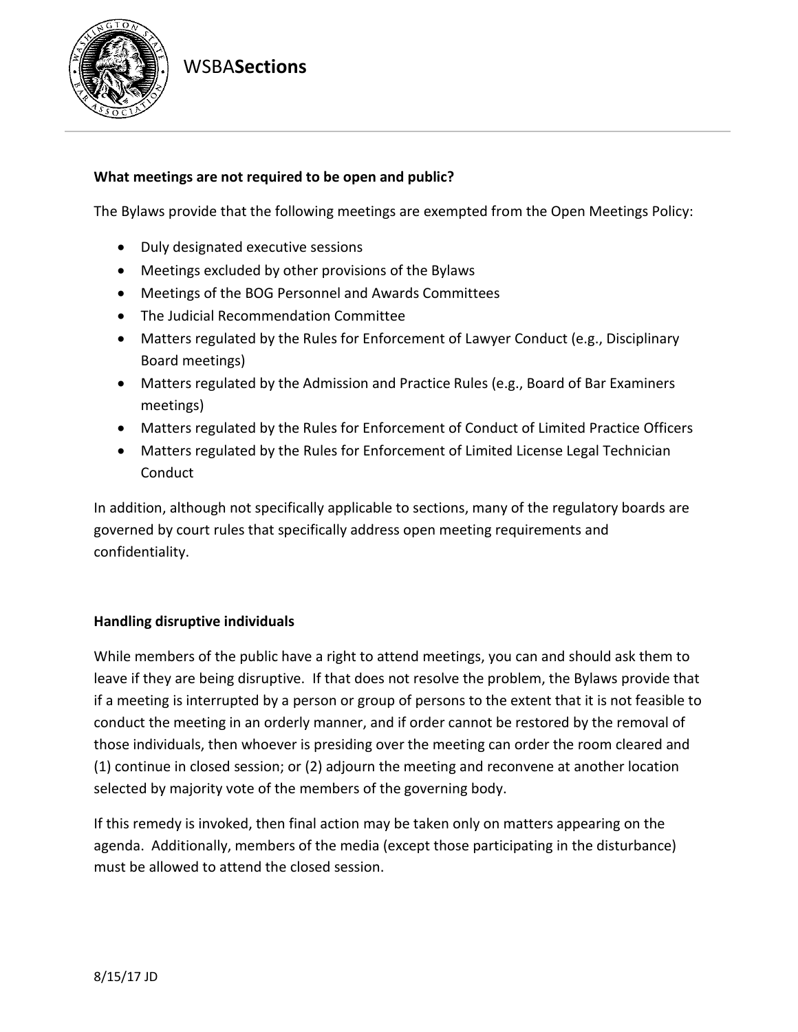**What meetings are not required to be open and public?**

The Bylaws provide that the following meetings are exempted from the Open Meetings Policy:

- Duly designated executive sessions
- Meetings excluded by other provisions of the Bylaws
- Meetings of the BOG Personnel and Awards Committees
- The Judicial Recommendation Committee
- Matters regulated by the Rules for Enforcement of Lawyer Conduct (e.g., Disciplinary Board meetings)
- Matters regulated by the Admission and Practice Rules (e.g., Board of Bar Examiners meetings)
- Matters regulated by the Rules for Enforcement of Conduct of Limited Practice Officers
- Matters regulated by the Rules for Enforcement of Limited License Legal Technician Conduct

In addition, although not specifically applicable to sections, many of the regulatory boards are governed by court rules that specifically address open meeting requirements and confidentiality.

**Handling disruptive individuals**

While members of the public have a right to attend meetings, you can and should ask them to leave if they are being disruptive. If that does not resolve the problem, the Bylaws provide that if a meeting is interrupted by a person or group of persons to the extent that it is not feasible to conduct the meeting in an orderly manner, and if order cannot be restored by the removal of those individuals, then whoever is presiding over the meeting can order the room cleared and (1) continue in closed session; or (2) adjourn the meeting and reconvene at another location selected by majority vote of the members of the governing body.

If this remedy is invoked, then final action may be taken only on matters appearing on the agenda. Additionally, members of the media (except those participating in the disturbance) must be allowed to attend the closed session.

8/15/17 JD